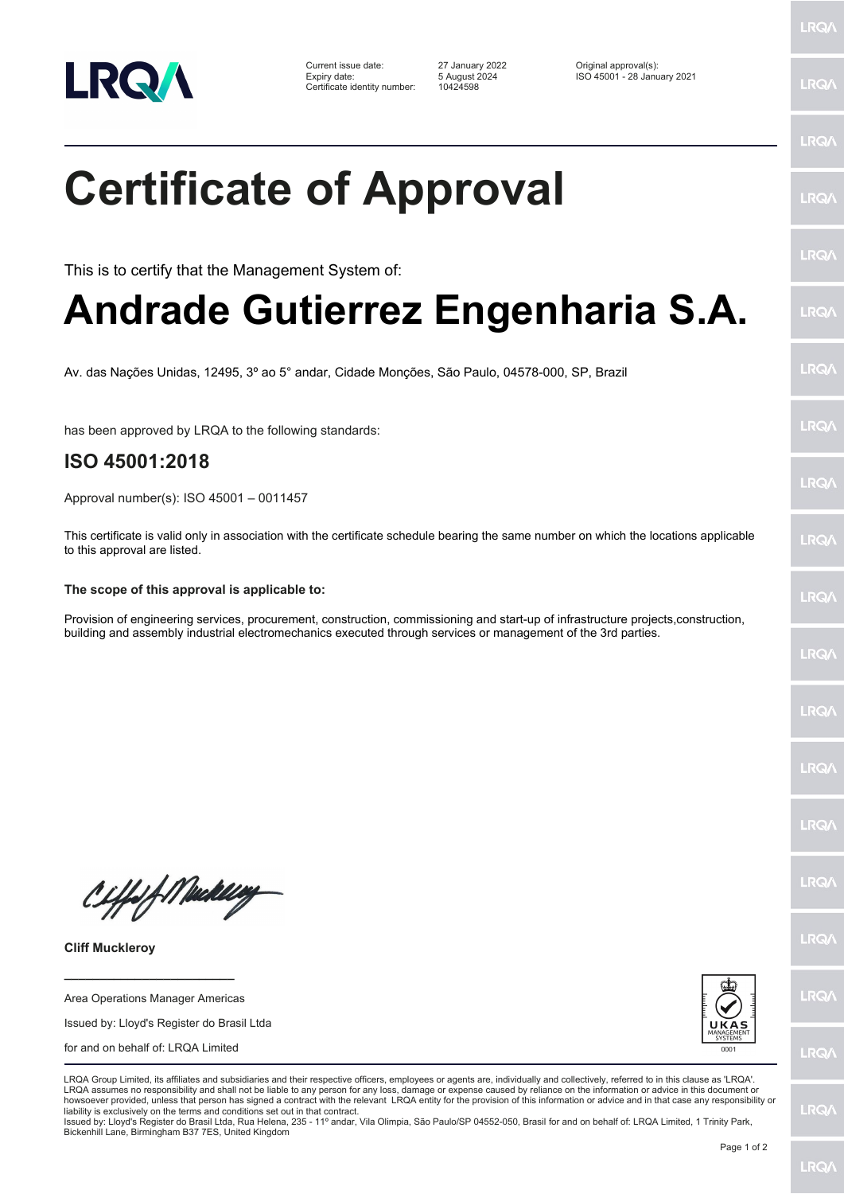LRQA

| | | |
|---|---|---|
| Current issue date: | 27 January 2022 | Original approval(s): |
| Expiry date: | 5 August 2024 | ISO 45001 - 28 January 2021 |
| Certificate identity number: | 10424598 | |

# Certificate of Approval

This is to certify that the Management System of:

# Andrade Gutierrez Engenharia S.A.

Av. das Nações Unidas, 12495, 3º ao 5° andar, Cidade Monções, São Paulo, 04578-000, SP, Brazil

has been approved by LRQA to the following standards:

## ISO 45001:2018

Approval number(s): ISO 45001 – 0011457

This certificate is valid only in association with the certificate schedule bearing the same number on which the locations applicable to this approval are listed.

**The scope of this approval is applicable to:**

Provision of engineering services, procurement, construction, commissioning and start-up of infrastructure projects,construction, building and assembly industrial electromechanics executed through services or management of the 3rd parties.

**Cliff Muckleroy**

Area Operations Manager Americas

Issued by: Lloyd's Register do Brasil Ltda

for and on behalf of: LRQA Limited

UKAS MANAGEMENT SYSTEMS 0001

LRQA Group Limited, its affiliates and subsidiaries and their respective officers, employees or agents are, individually and collectively, referred to in this clause as 'LRQA'. LRQA assumes no responsibility and shall not be liable to any person for any loss, damage or expense caused by reliance on the information or advice in this document or howsoever provided, unless that person has signed a contract with the relevant LRQA entity for the provision of this information or advice and in that case any responsibility or liability is exclusively on the terms and conditions set out in that contract.
Issued by: Lloyd's Register do Brasil Ltda, Rua Helena, 235 - 11º andar, Vila Olimpia, São Paulo/SP 04552-050, Brasil for and on behalf of: LRQA Limited, 1 Trinity Park, Bickenhill Lane, Birmingham B37 7ES, United Kingdom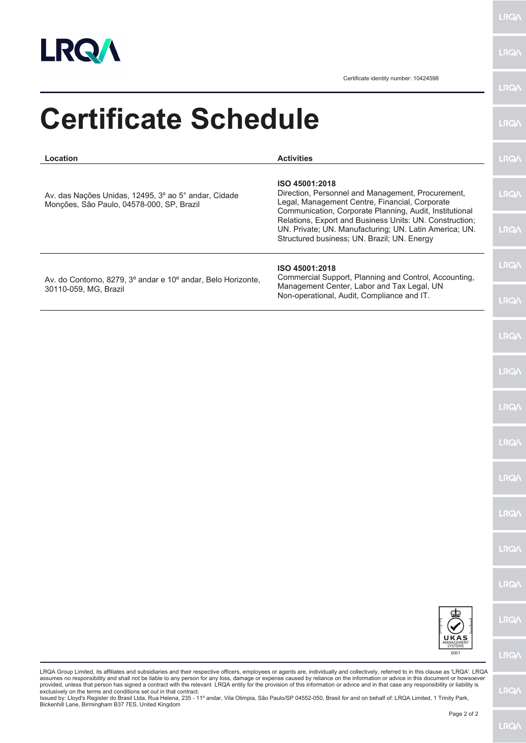Certificate identity number: 10424598

# Certificate Schedule

| Location | Activities |
|---|---|
| Av. das Nações Unidas, 12495, 3º ao 5° andar, Cidade Monções, São Paulo, 04578-000, SP, Brazil | **ISO 45001:2018** Direction, Personnel and Management, Procurement, Legal, Management Centre, Financial, Corporate Communication, Corporate Planning, Audit, Institutional Relations, Export and Business Units: UN. Construction; UN. Private; UN. Manufacturing; UN. Latin America; UN. Structured business; UN. Brazil; UN. Energy |
| Av. do Contorno, 8279, 3º andar e 10º andar, Belo Horizonte, 30110-059, MG, Brazil | **ISO 45001:2018** Commercial Support, Planning and Control, Accounting, Management Center, Labor and Tax Legal, UN Non-operational, Audit, Compliance and IT. |

UKAS MANAGEMENT SYSTEMS 0001

LRQA Group Limited, its affiliates and subsidiaries and their respective officers, employees or agents are, individually and collectively, referred to in this clause as 'LRQA'. LRQA assumes no responsibility and shall not be liable to any person for any loss, damage or expense caused by reliance on the information or advice in this document or howsoever provided, unless that person has signed a contract with the relevant LRQA entity for the provision of this information or advice and in that case any responsibility or liability is exclusively on the terms and conditions set out in that contract.
Issued by: Lloyd's Register do Brasil Ltda, Rua Helena, 235 - 11º andar, Vila Olimpia, São Paulo/SP 04552-050, Brasil for and on behalf of: LRQA Limited, 1 Trinity Park, Bickenhill Lane, Birmingham B37 7ES, United Kingdom